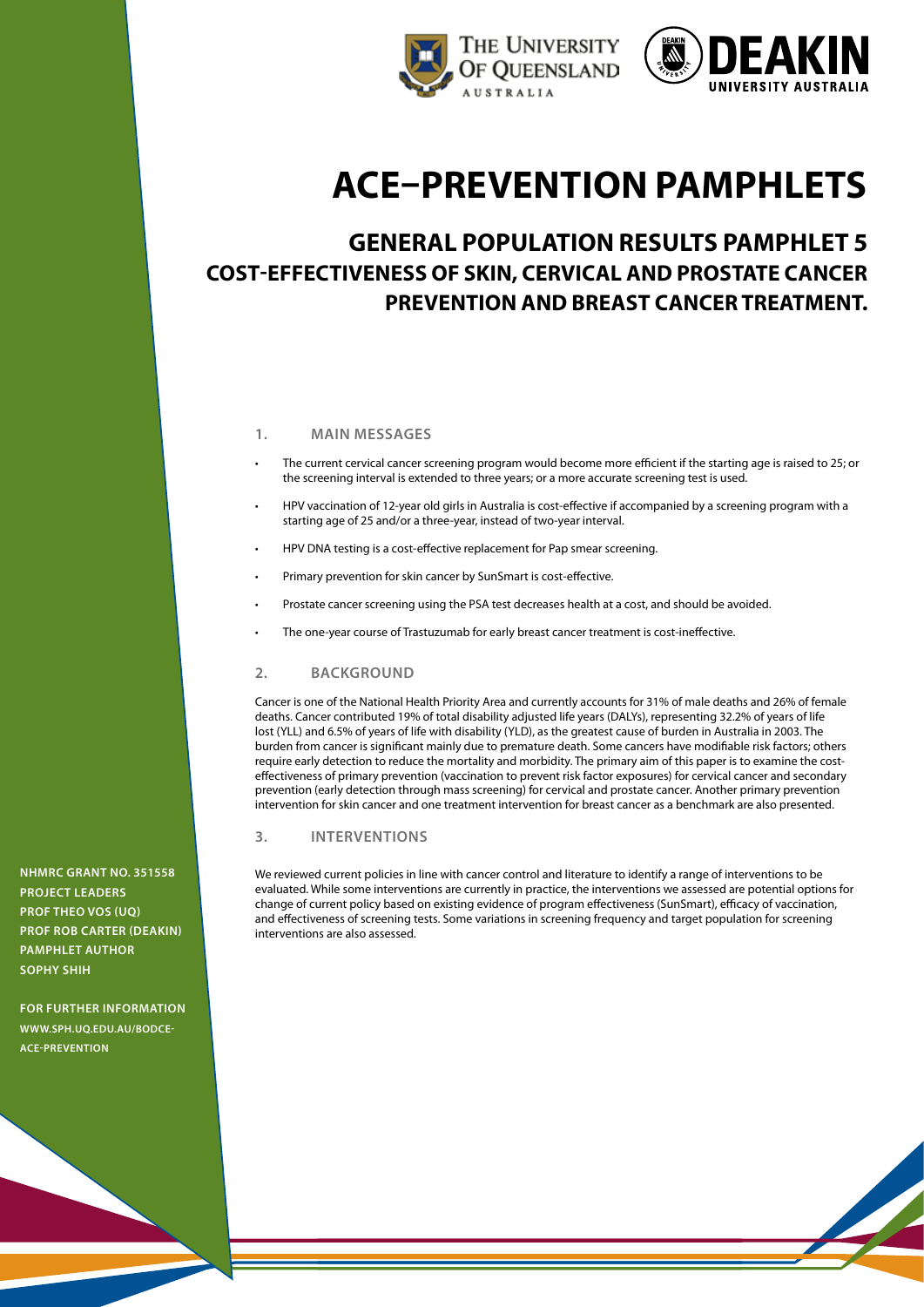# ACE–PREVENTION PAMPHLETS

## GENERAL POPULATION RESULTS PAMPHLET 5
## COST-EFFECTIVENESS OF SKIN, CERVICAL AND PROSTATE CANCER PREVENTION AND BREAST CANCER TREATMENT.

### 1. MAIN MESSAGES

- The current cervical cancer screening program would become more efficient if the starting age is raised to 25; or the screening interval is extended to three years; or a more accurate screening test is used.
- HPV vaccination of 12-year old girls in Australia is cost-effective if accompanied by a screening program with a starting age of 25 and/or a three-year, instead of two-year interval.
- HPV DNA testing is a cost-effective replacement for Pap smear screening.
- Primary prevention for skin cancer by SunSmart is cost-effective.
- Prostate cancer screening using the PSA test decreases health at a cost, and should be avoided.
- The one-year course of Trastuzumab for early breast cancer treatment is cost-ineffective.

### 2. BACKGROUND

Cancer is one of the National Health Priority Area and currently accounts for 31% of male deaths and 26% of female deaths. Cancer contributed 19% of total disability adjusted life years (DALYs), representing 32.2% of years of life lost (YLL) and 6.5% of years of life with disability (YLD), as the greatest cause of burden in Australia in 2003. The burden from cancer is significant mainly due to premature death. Some cancers have modifiable risk factors; others require early detection to reduce the mortality and morbidity. The primary aim of this paper is to examine the cost-effectiveness of primary prevention (vaccination to prevent risk factor exposures) for cervical cancer and secondary prevention (early detection through mass screening) for cervical and prostate cancer. Another primary prevention intervention for skin cancer and one treatment intervention for breast cancer as a benchmark are also presented.

### 3. INTERVENTIONS

We reviewed current policies in line with cancer control and literature to identify a range of interventions to be evaluated. While some interventions are currently in practice, the interventions we assessed are potential options for change of current policy based on existing evidence of program effectiveness (SunSmart), efficacy of vaccination, and effectiveness of screening tests. Some variations in screening frequency and target population for screening interventions are also assessed.

**NHMRC GRANT NO. 351558**
**PROJECT LEADERS**
**PROF THEO VOS (UQ)**
**PROF ROB CARTER (DEAKIN)**
**PAMPHLET AUTHOR**
**SOPHY SHIH**

**FOR FURTHER INFORMATION**
**WWW.SPH.UQ.EDU.AU/BODCE-ACE-PREVENTION**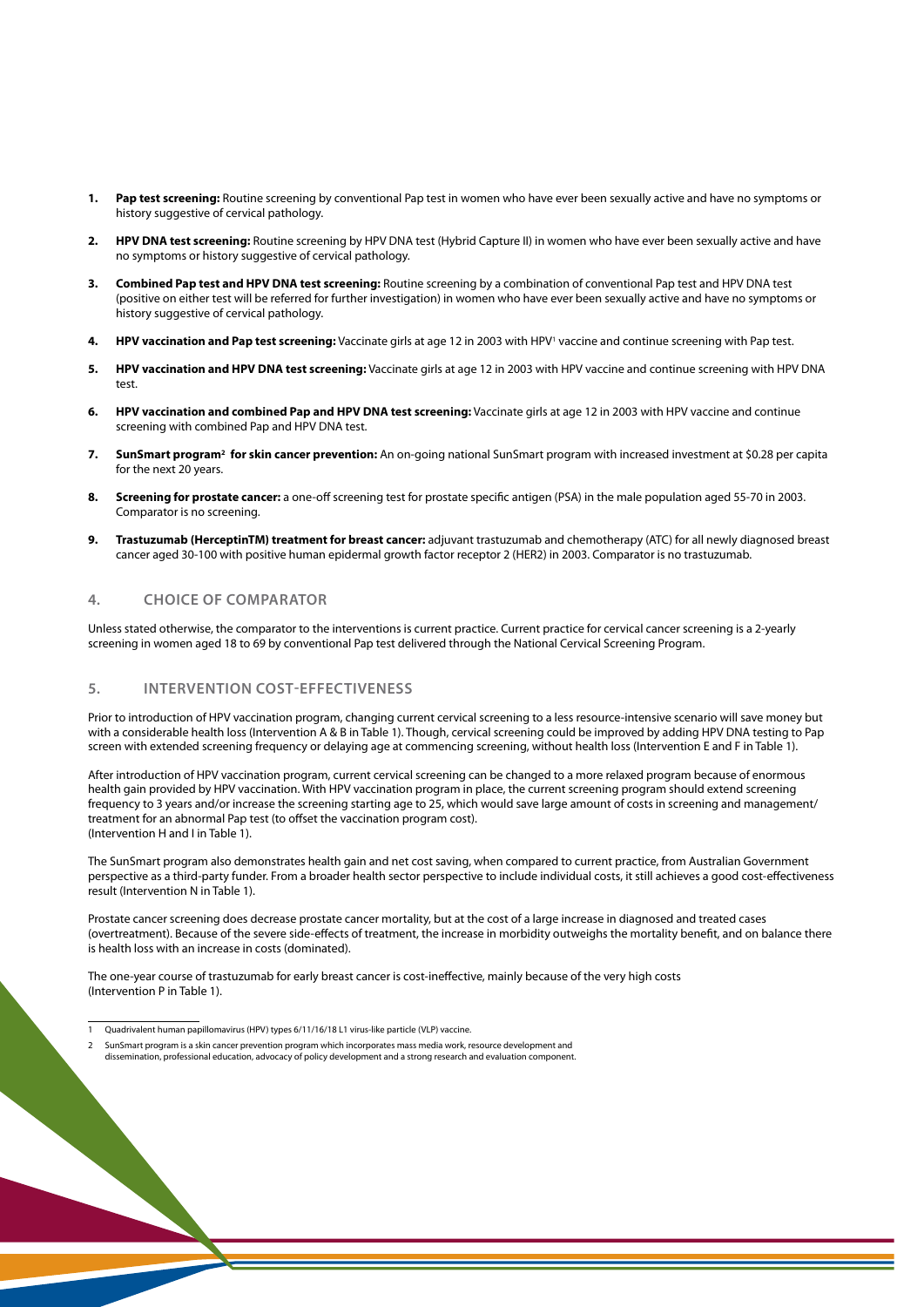1. **Pap test screening:** Routine screening by conventional Pap test in women who have ever been sexually active and have no symptoms or history suggestive of cervical pathology.
2. **HPV DNA test screening:** Routine screening by HPV DNA test (Hybrid Capture II) in women who have ever been sexually active and have no symptoms or history suggestive of cervical pathology.
3. **Combined Pap test and HPV DNA test screening:** Routine screening by a combination of conventional Pap test and HPV DNA test (positive on either test will be referred for further investigation) in women who have ever been sexually active and have no symptoms or history suggestive of cervical pathology.
4. **HPV vaccination and Pap test screening:** Vaccinate girls at age 12 in 2003 with HPV[1] vaccine and continue screening with Pap test.
5. **HPV vaccination and HPV DNA test screening:** Vaccinate girls at age 12 in 2003 with HPV vaccine and continue screening with HPV DNA test.
6. **HPV vaccination and combined Pap and HPV DNA test screening:** Vaccinate girls at age 12 in 2003 with HPV vaccine and continue screening with combined Pap and HPV DNA test.
7. **SunSmart program[2] for skin cancer prevention:** An on-going national SunSmart program with increased investment at $0.28 per capita for the next 20 years.
8. **Screening for prostate cancer:** a one-off screening test for prostate specific antigen (PSA) in the male population aged 55-70 in 2003. Comparator is no screening.
9. **Trastuzumab (HerceptinTM) treatment for breast cancer:** adjuvant trastuzumab and chemotherapy (ATC) for all newly diagnosed breast cancer aged 30-100 with positive human epidermal growth factor receptor 2 (HER2) in 2003. Comparator is no trastuzumab.

## 4. CHOICE OF COMPARATOR

Unless stated otherwise, the comparator to the interventions is current practice. Current practice for cervical cancer screening is a 2-yearly screening in women aged 18 to 69 by conventional Pap test delivered through the National Cervical Screening Program.

## 5. INTERVENTION COST-EFFECTIVENESS

Prior to introduction of HPV vaccination program, changing current cervical screening to a less resource-intensive scenario will save money but with a considerable health loss (Intervention A & B in Table 1). Though, cervical screening could be improved by adding HPV DNA testing to Pap screen with extended screening frequency or delaying age at commencing screening, without health loss (Intervention E and F in Table 1).

After introduction of HPV vaccination program, current cervical screening can be changed to a more relaxed program because of enormous health gain provided by HPV vaccination. With HPV vaccination program in place, the current screening program should extend screening frequency to 3 years and/or increase the screening starting age to 25, which would save large amount of costs in screening and management/ treatment for an abnormal Pap test (to offset the vaccination program cost).
(Intervention H and I in Table 1).

The SunSmart program also demonstrates health gain and net cost saving, when compared to current practice, from Australian Government perspective as a third-party funder. From a broader health sector perspective to include individual costs, it still achieves a good cost-effectiveness result (Intervention N in Table 1).

Prostate cancer screening does decrease prostate cancer mortality, but at the cost of a large increase in diagnosed and treated cases (overtreatment). Because of the severe side-effects of treatment, the increase in morbidity outweighs the mortality benefit, and on balance there is health loss with an increase in costs (dominated).

The one-year course of trastuzumab for early breast cancer is cost-ineffective, mainly because of the very high costs
(Intervention P in Table 1).

---

1 Quadrivalent human papillomavirus (HPV) types 6/11/16/18 L1 virus-like particle (VLP) vaccine.

2 SunSmart program is a skin cancer prevention program which incorporates mass media work, resource development and dissemination, professional education, advocacy of policy development and a strong research and evaluation component.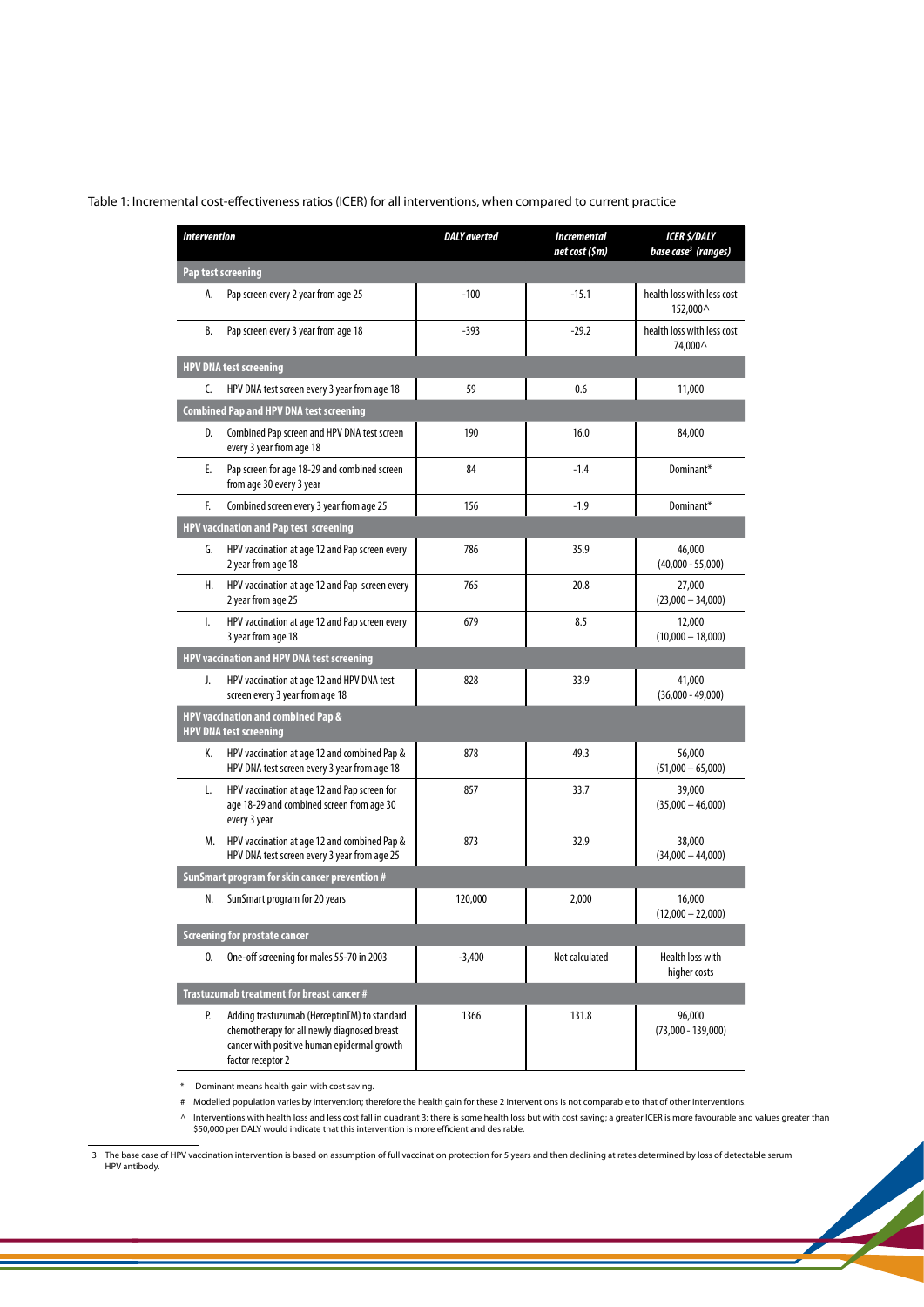Table 1: Incremental cost-effectiveness ratios (ICER) for all interventions, when compared to current practice

| *Intervention* | *DALY averted* | *Incremental net cost ($m)* | *ICER $/DALY base case[3] (ranges)* |
|---|---|---|---|
| **Pap test screening** | | | |
| A. Pap screen every 2 year from age 25 | -100 | -15.1 | health loss with less cost 152,000^ |
| B. Pap screen every 3 year from age 18 | -393 | -29.2 | health loss with less cost 74,000^ |
| **HPV DNA test screening** | | | |
| C. HPV DNA test screen every 3 year from age 18 | 59 | 0.6 | 11,000 |
| **Combined Pap and HPV DNA test screening** | | | |
| D. Combined Pap screen and HPV DNA test screen every 3 year from age 18 | 190 | 16.0 | 84,000 |
| E. Pap screen for age 18-29 and combined screen from age 30 every 3 year | 84 | -1.4 | Dominant* |
| F. Combined screen every 3 year from age 25 | 156 | -1.9 | Dominant* |
| **HPV vaccination and Pap test screening** | | | |
| G. HPV vaccination at age 12 and Pap screen every 2 year from age 18 | 786 | 35.9 | 46,000 (40,000 - 55,000) |
| H. HPV vaccination at age 12 and Pap screen every 2 year from age 25 | 765 | 20.8 | 27,000 (23,000 – 34,000) |
| I. HPV vaccination at age 12 and Pap screen every 3 year from age 18 | 679 | 8.5 | 12,000 (10,000 – 18,000) |
| **HPV vaccination and HPV DNA test screening** | | | |
| J. HPV vaccination at age 12 and HPV DNA test screen every 3 year from age 18 | 828 | 33.9 | 41,000 (36,000 - 49,000) |
| **HPV vaccination and combined Pap & HPV DNA test screening** | | | |
| K. HPV vaccination at age 12 and combined Pap & HPV DNA test screen every 3 year from age 18 | 878 | 49.3 | 56,000 (51,000 – 65,000) |
| L. HPV vaccination at age 12 and Pap screen for age 18-29 and combined screen from age 30 every 3 year | 857 | 33.7 | 39,000 (35,000 – 46,000) |
| M. HPV vaccination at age 12 and combined Pap & HPV DNA test screen every 3 year from age 25 | 873 | 32.9 | 38,000 (34,000 – 44,000) |
| **SunSmart program for skin cancer prevention #** | | | |
| N. SunSmart program for 20 years | 120,000 | 2,000 | 16,000 (12,000 – 22,000) |
| **Screening for prostate cancer** | | | |
| O. One-off screening for males 55-70 in 2003 | -3,400 | Not calculated | Health loss with higher costs |
| **Trastuzumab treatment for breast cancer #** | | | |
| P. Adding trastuzumab (HerceptinTM) to standard chemotherapy for all newly diagnosed breast cancer with positive human epidermal growth factor receptor 2 | 1366 | 131.8 | 96,000 (73,000 - 139,000) |

\* Dominant means health gain with cost saving.

\# Modelled population varies by intervention; therefore the health gain for these 2 interventions is not comparable to that of other interventions.

^ Interventions with health loss and less cost fall in quadrant 3: there is some health loss but with cost saving; a greater ICER is more favourable and values greater than $50,000 per DALY would indicate that this intervention is more efficient and desirable.

3 The base case of HPV vaccination intervention is based on assumption of full vaccination protection for 5 years and then declining at rates determined by loss of detectable serum HPV antibody.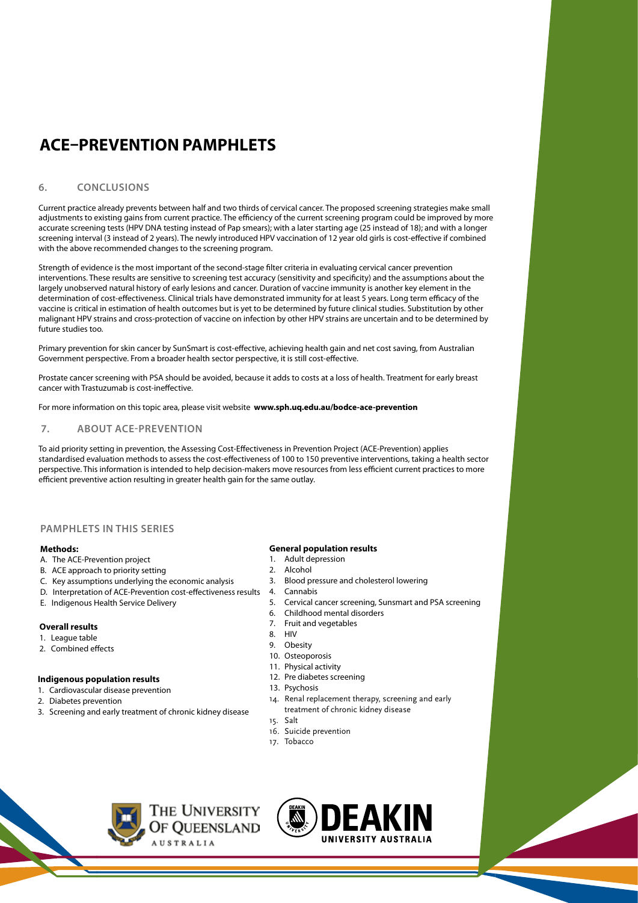# ACE–PREVENTION PAMPHLETS

## 6. CONCLUSIONS

Current practice already prevents between half and two thirds of cervical cancer. The proposed screening strategies make small adjustments to existing gains from current practice. The efficiency of the current screening program could be improved by more accurate screening tests (HPV DNA testing instead of Pap smears); with a later starting age (25 instead of 18); and with a longer screening interval (3 instead of 2 years). The newly introduced HPV vaccination of 12 year old girls is cost-effective if combined with the above recommended changes to the screening program.

Strength of evidence is the most important of the second-stage filter criteria in evaluating cervical cancer prevention interventions. These results are sensitive to screening test accuracy (sensitivity and specificity) and the assumptions about the largely unobserved natural history of early lesions and cancer. Duration of vaccine immunity is another key element in the determination of cost-effectiveness. Clinical trials have demonstrated immunity for at least 5 years. Long term efficacy of the vaccine is critical in estimation of health outcomes but is yet to be determined by future clinical studies. Substitution by other malignant HPV strains and cross-protection of vaccine on infection by other HPV strains are uncertain and to be determined by future studies too.

Primary prevention for skin cancer by SunSmart is cost-effective, achieving health gain and net cost saving, from Australian Government perspective. From a broader health sector perspective, it is still cost-effective.

Prostate cancer screening with PSA should be avoided, because it adds to costs at a loss of health. Treatment for early breast cancer with Trastuzumab is cost-ineffective.

For more information on this topic area, please visit website **www.sph.uq.edu.au/bodce-ace-prevention**

## 7. ABOUT ACE-PREVENTION

To aid priority setting in prevention, the Assessing Cost-Effectiveness in Prevention Project (ACE-Prevention) applies standardised evaluation methods to assess the cost-effectiveness of 100 to 150 preventive interventions, taking a health sector perspective. This information is intended to help decision-makers move resources from less efficient current practices to more efficient preventive action resulting in greater health gain for the same outlay.

### PAMPHLETS IN THIS SERIES

**Methods:**

A. The ACE-Prevention project
B. ACE approach to priority setting
C. Key assumptions underlying the economic analysis
D. Interpretation of ACE-Prevention cost-effectiveness results
E. Indigenous Health Service Delivery

**Overall results**

1. League table
2. Combined effects

**Indigenous population results**

1. Cardiovascular disease prevention
2. Diabetes prevention
3. Screening and early treatment of chronic kidney disease

**General population results**

1. Adult depression
2. Alcohol
3. Blood pressure and cholesterol lowering
4. Cannabis
5. Cervical cancer screening, Sunsmart and PSA screening
6. Childhood mental disorders
7. Fruit and vegetables
8. HIV
9. Obesity
10. Osteoporosis
11. Physical activity
12. Pre diabetes screening
13. Psychosis
14. Renal replacement therapy, screening and early treatment of chronic kidney disease
15. Salt
16. Suicide prevention
17. Tobacco

THE UNIVERSITY OF QUEENSLAND AUSTRALIA

DEAKIN UNIVERSITY AUSTRALIA